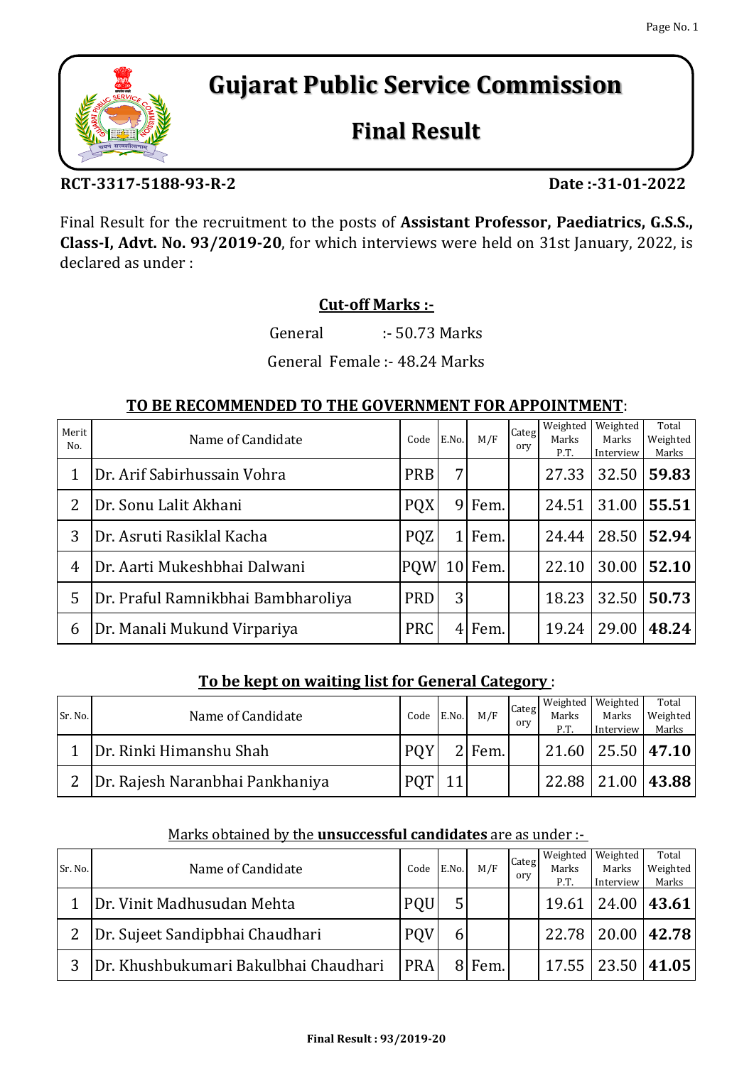# Gujarat Public Service Commission

## Final Result

**RCT-3317-5188-93-R-2** **Date :-31-01-2022**

Final Result for the recruitment to the posts of **Assistant Professor, Paediatrics, G.S.S., Class-I, Advt. No. 93/2019-20**, for which interviews were held on 31st January, 2022, is declared as under :

**Cut-off Marks :-**

General :- 50.73 Marks

General Female :- 48.24 Marks

**TO BE RECOMMENDED TO THE GOVERNMENT FOR APPOINTMENT**:

| Merit No. | Name of Candidate | Code | E.No. | M/F | Category | Weighted Marks P.T. | Weighted Marks Interview | Total Weighted Marks |
|---|---|---|---|---|---|---|---|---|
| 1 | Dr. Arif Sabirhussain Vohra | PRB | 7 | | | 27.33 | 32.50 | **59.83** |
| 2 | Dr. Sonu Lalit Akhani | PQX | 9 | Fem. | | 24.51 | 31.00 | **55.51** |
| 3 | Dr. Asruti Rasiklal Kacha | PQZ | 1 | Fem. | | 24.44 | 28.50 | **52.94** |
| 4 | Dr. Aarti Mukeshbhai Dalwani | PQW | 10 | Fem. | | 22.10 | 30.00 | **52.10** |
| 5 | Dr. Praful Ramnikbhai Bambharoliya | PRD | 3 | | | 18.23 | 32.50 | **50.73** |
| 6 | Dr. Manali Mukund Virpariya | PRC | 4 | Fem. | | 19.24 | 29.00 | **48.24** |

**To be kept on waiting list for General Category** :

| Sr. No. | Name of Candidate | Code | E.No. | M/F | Category | Weighted Marks P.T. | Weighted Marks Interview | Total Weighted Marks |
|---|---|---|---|---|---|---|---|---|
| 1 | Dr. Rinki Himanshu Shah | PQY | 2 | Fem. | | 21.60 | 25.50 | **47.10** |
| 2 | Dr. Rajesh Naranbhai Pankhaniya | PQT | 11 | | | 22.88 | 21.00 | **43.88** |

Marks obtained by the **unsuccessful candidates** are as under :-

| Sr. No. | Name of Candidate | Code | E.No. | M/F | Category | Weighted Marks P.T. | Weighted Marks Interview | Total Weighted Marks |
|---|---|---|---|---|---|---|---|---|
| 1 | Dr. Vinit Madhusudan Mehta | PQU | 5 | | | 19.61 | 24.00 | **43.61** |
| 2 | Dr. Sujeet Sandipbhai Chaudhari | PQV | 6 | | | 22.78 | 20.00 | **42.78** |
| 3 | Dr. Khushbukumari Bakulbhai Chaudhari | PRA | 8 | Fem. | | 17.55 | 23.50 | **41.05** |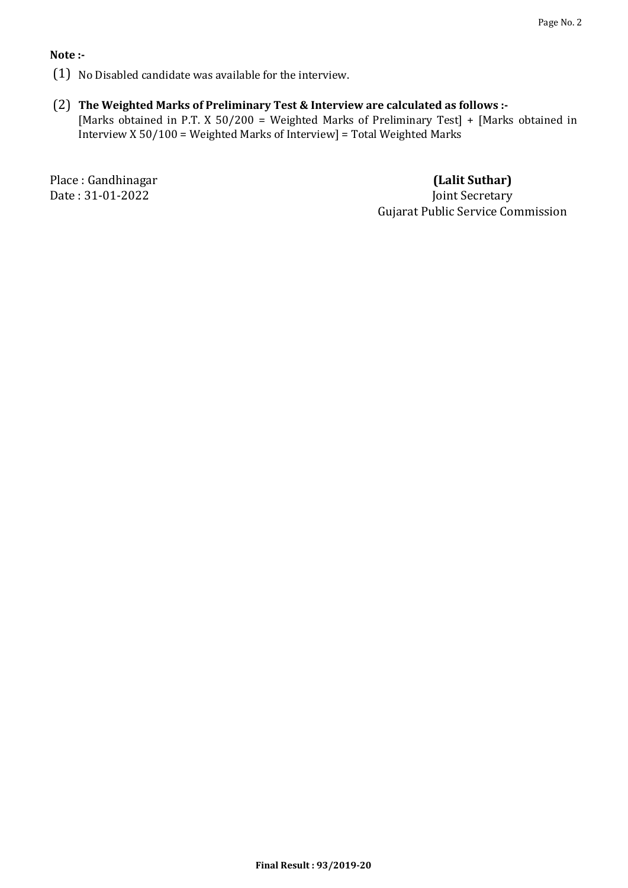**Note :-**

(1) No Disabled candidate was available for the interview.

(2) **The Weighted Marks of Preliminary Test & Interview are calculated as follows :-**
[Marks obtained in P.T. X 50/200 = Weighted Marks of Preliminary Test] + [Marks obtained in Interview X 50/100 = Weighted Marks of Interview] = Total Weighted Marks

Place : Gandhinagar
Date : 31-01-2022

**(Lalit Suthar)**
Joint Secretary
Gujarat Public Service Commission

**Final Result : 93/2019-20**